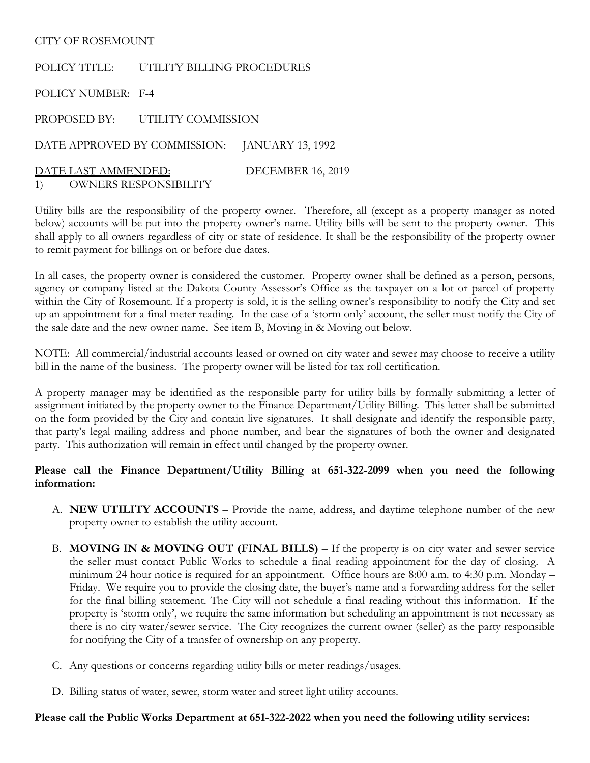CITY OF ROSEMOUNT

POLICY TITLE: UTILITY BILLING PROCEDURES

POLICY NUMBER: F-4

PROPOSED BY: UTILITY COMMISSION

DATE APPROVED BY COMMISSION: JANUARY 13, 1992

DATE LAST AMMENDED: DECEMBER 16, 2019

1) OWNERS RESPONSIBILITY

Utility bills are the responsibility of the property owner. Therefore, all (except as a property manager as noted below) accounts will be put into the property owner's name. Utility bills will be sent to the property owner. This shall apply to all owners regardless of city or state of residence. It shall be the responsibility of the property owner to remit payment for billings on or before due dates.

In all cases, the property owner is considered the customer. Property owner shall be defined as a person, persons, agency or company listed at the Dakota County Assessor's Office as the taxpayer on a lot or parcel of property within the City of Rosemount. If a property is sold, it is the selling owner's responsibility to notify the City and set up an appointment for a final meter reading. In the case of a 'storm only' account, the seller must notify the City of the sale date and the new owner name. See item B, Moving in & Moving out below.

NOTE: All commercial/industrial accounts leased or owned on city water and sewer may choose to receive a utility bill in the name of the business. The property owner will be listed for tax roll certification.

A property manager may be identified as the responsible party for utility bills by formally submitting a letter of assignment initiated by the property owner to the Finance Department/Utility Billing. This letter shall be submitted on the form provided by the City and contain live signatures. It shall designate and identify the responsible party, that party's legal mailing address and phone number, and bear the signatures of both the owner and designated party. This authorization will remain in effect until changed by the property owner.

**Please call the Finance Department/Utility Billing at 651-322-2099 when you need the following information:**

A. **NEW UTILITY ACCOUNTS** – Provide the name, address, and daytime telephone number of the new property owner to establish the utility account.

B. **MOVING IN & MOVING OUT (FINAL BILLS)** – If the property is on city water and sewer service the seller must contact Public Works to schedule a final reading appointment for the day of closing. A minimum 24 hour notice is required for an appointment. Office hours are 8:00 a.m. to 4:30 p.m. Monday – Friday. We require you to provide the closing date, the buyer's name and a forwarding address for the seller for the final billing statement. The City will not schedule a final reading without this information. If the property is 'storm only', we require the same information but scheduling an appointment is not necessary as there is no city water/sewer service. The City recognizes the current owner (seller) as the party responsible for notifying the City of a transfer of ownership on any property.

C. Any questions or concerns regarding utility bills or meter readings/usages.

D. Billing status of water, sewer, storm water and street light utility accounts.

**Please call the Public Works Department at 651-322-2022 when you need the following utility services:**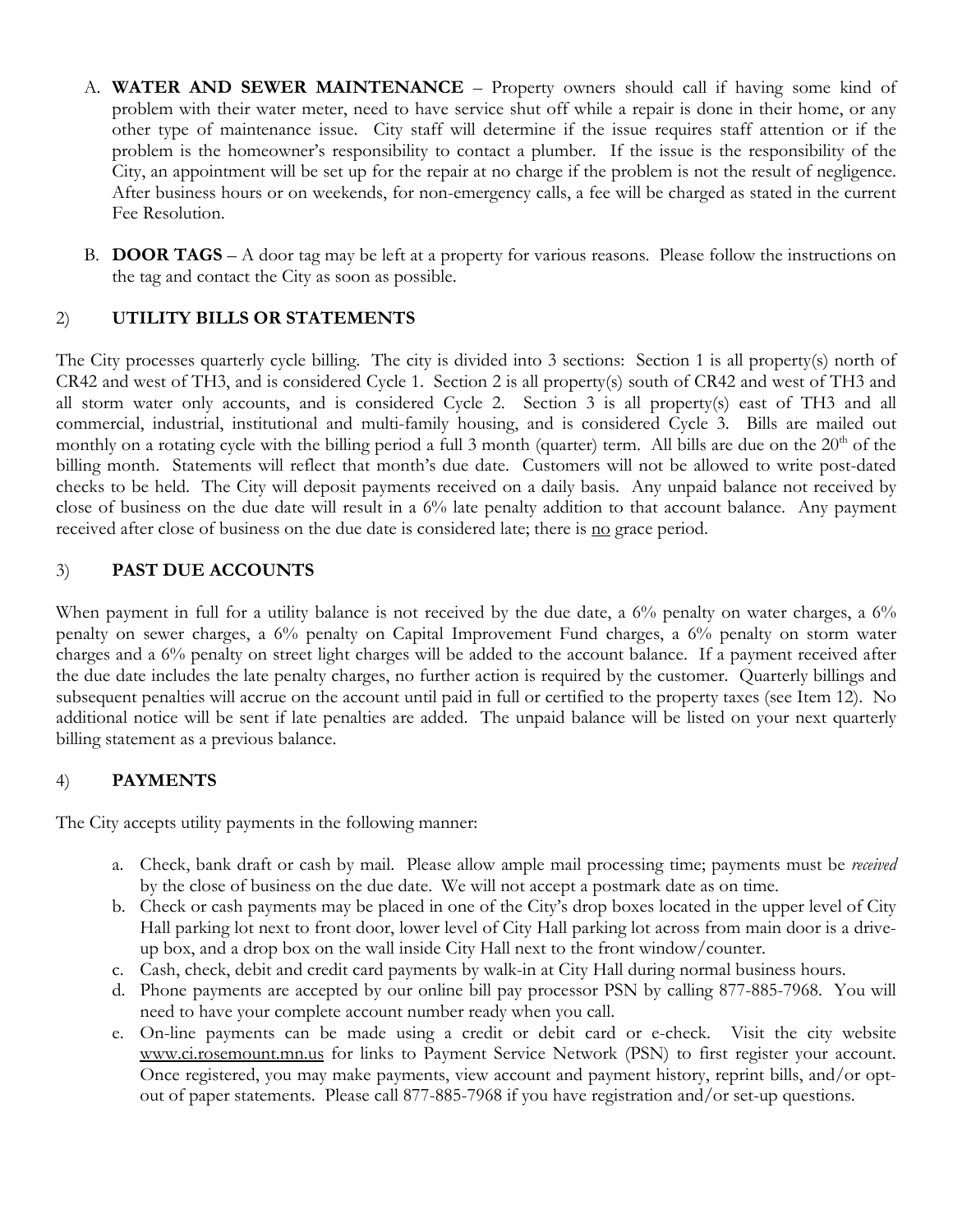A. **WATER AND SEWER MAINTENANCE** – Property owners should call if having some kind of problem with their water meter, need to have service shut off while a repair is done in their home, or any other type of maintenance issue. City staff will determine if the issue requires staff attention or if the problem is the homeowner's responsibility to contact a plumber. If the issue is the responsibility of the City, an appointment will be set up for the repair at no charge if the problem is not the result of negligence. After business hours or on weekends, for non-emergency calls, a fee will be charged as stated in the current Fee Resolution.

B. **DOOR TAGS** – A door tag may be left at a property for various reasons. Please follow the instructions on the tag and contact the City as soon as possible.

## 2) UTILITY BILLS OR STATEMENTS

The City processes quarterly cycle billing. The city is divided into 3 sections: Section 1 is all property(s) north of CR42 and west of TH3, and is considered Cycle 1. Section 2 is all property(s) south of CR42 and west of TH3 and all storm water only accounts, and is considered Cycle 2. Section 3 is all property(s) east of TH3 and all commercial, industrial, institutional and multi-family housing, and is considered Cycle 3. Bills are mailed out monthly on a rotating cycle with the billing period a full 3 month (quarter) term. All bills are due on the 20th of the billing month. Statements will reflect that month's due date. Customers will not be allowed to write post-dated checks to be held. The City will deposit payments received on a daily basis. Any unpaid balance not received by close of business on the due date will result in a 6% late penalty addition to that account balance. Any payment received after close of business on the due date is considered late; there is no grace period.

## 3) PAST DUE ACCOUNTS

When payment in full for a utility balance is not received by the due date, a 6% penalty on water charges, a 6% penalty on sewer charges, a 6% penalty on Capital Improvement Fund charges, a 6% penalty on storm water charges and a 6% penalty on street light charges will be added to the account balance. If a payment received after the due date includes the late penalty charges, no further action is required by the customer. Quarterly billings and subsequent penalties will accrue on the account until paid in full or certified to the property taxes (see Item 12). No additional notice will be sent if late penalties are added. The unpaid balance will be listed on your next quarterly billing statement as a previous balance.

## 4) PAYMENTS

The City accepts utility payments in the following manner:

a. Check, bank draft or cash by mail. Please allow ample mail processing time; payments must be *received* by the close of business on the due date. We will not accept a postmark date as on time.
b. Check or cash payments may be placed in one of the City's drop boxes located in the upper level of City Hall parking lot next to front door, lower level of City Hall parking lot across from main door is a drive-up box, and a drop box on the wall inside City Hall next to the front window/counter.
c. Cash, check, debit and credit card payments by walk-in at City Hall during normal business hours.
d. Phone payments are accepted by our online bill pay processor PSN by calling 877-885-7968. You will need to have your complete account number ready when you call.
e. On-line payments can be made using a credit or debit card or e-check. Visit the city website www.ci.rosemount.mn.us for links to Payment Service Network (PSN) to first register your account. Once registered, you may make payments, view account and payment history, reprint bills, and/or opt-out of paper statements. Please call 877-885-7968 if you have registration and/or set-up questions.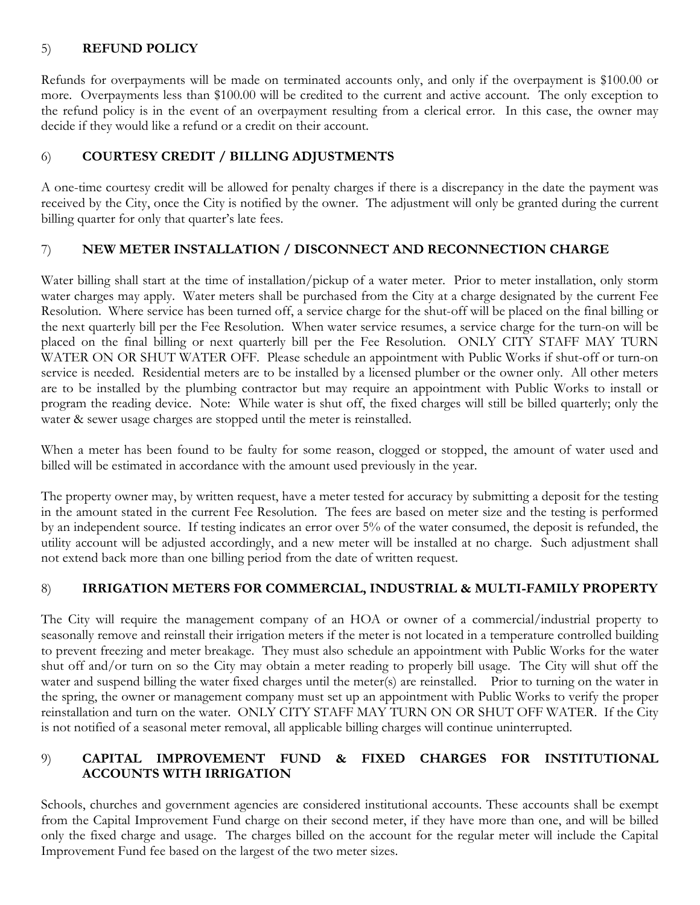## 5) REFUND POLICY

Refunds for overpayments will be made on terminated accounts only, and only if the overpayment is $100.00 or more. Overpayments less than $100.00 will be credited to the current and active account. The only exception to the refund policy is in the event of an overpayment resulting from a clerical error. In this case, the owner may decide if they would like a refund or a credit on their account.

## 6) COURTESY CREDIT / BILLING ADJUSTMENTS

A one-time courtesy credit will be allowed for penalty charges if there is a discrepancy in the date the payment was received by the City, once the City is notified by the owner. The adjustment will only be granted during the current billing quarter for only that quarter's late fees.

## 7) NEW METER INSTALLATION / DISCONNECT AND RECONNECTION CHARGE

Water billing shall start at the time of installation/pickup of a water meter. Prior to meter installation, only storm water charges may apply. Water meters shall be purchased from the City at a charge designated by the current Fee Resolution. Where service has been turned off, a service charge for the shut-off will be placed on the final billing or the next quarterly bill per the Fee Resolution. When water service resumes, a service charge for the turn-on will be placed on the final billing or next quarterly bill per the Fee Resolution. ONLY CITY STAFF MAY TURN WATER ON OR SHUT WATER OFF. Please schedule an appointment with Public Works if shut-off or turn-on service is needed. Residential meters are to be installed by a licensed plumber or the owner only. All other meters are to be installed by the plumbing contractor but may require an appointment with Public Works to install or program the reading device. Note: While water is shut off, the fixed charges will still be billed quarterly; only the water & sewer usage charges are stopped until the meter is reinstalled.

When a meter has been found to be faulty for some reason, clogged or stopped, the amount of water used and billed will be estimated in accordance with the amount used previously in the year.

The property owner may, by written request, have a meter tested for accuracy by submitting a deposit for the testing in the amount stated in the current Fee Resolution. The fees are based on meter size and the testing is performed by an independent source. If testing indicates an error over 5% of the water consumed, the deposit is refunded, the utility account will be adjusted accordingly, and a new meter will be installed at no charge. Such adjustment shall not extend back more than one billing period from the date of written request.

## 8) IRRIGATION METERS FOR COMMERCIAL, INDUSTRIAL & MULTI-FAMILY PROPERTY

The City will require the management company of an HOA or owner of a commercial/industrial property to seasonally remove and reinstall their irrigation meters if the meter is not located in a temperature controlled building to prevent freezing and meter breakage. They must also schedule an appointment with Public Works for the water shut off and/or turn on so the City may obtain a meter reading to properly bill usage. The City will shut off the water and suspend billing the water fixed charges until the meter(s) are reinstalled. Prior to turning on the water in the spring, the owner or management company must set up an appointment with Public Works to verify the proper reinstallation and turn on the water. ONLY CITY STAFF MAY TURN ON OR SHUT OFF WATER. If the City is not notified of a seasonal meter removal, all applicable billing charges will continue uninterrupted.

## 9) CAPITAL IMPROVEMENT FUND & FIXED CHARGES FOR INSTITUTIONAL ACCOUNTS WITH IRRIGATION

Schools, churches and government agencies are considered institutional accounts. These accounts shall be exempt from the Capital Improvement Fund charge on their second meter, if they have more than one, and will be billed only the fixed charge and usage. The charges billed on the account for the regular meter will include the Capital Improvement Fund fee based on the largest of the two meter sizes.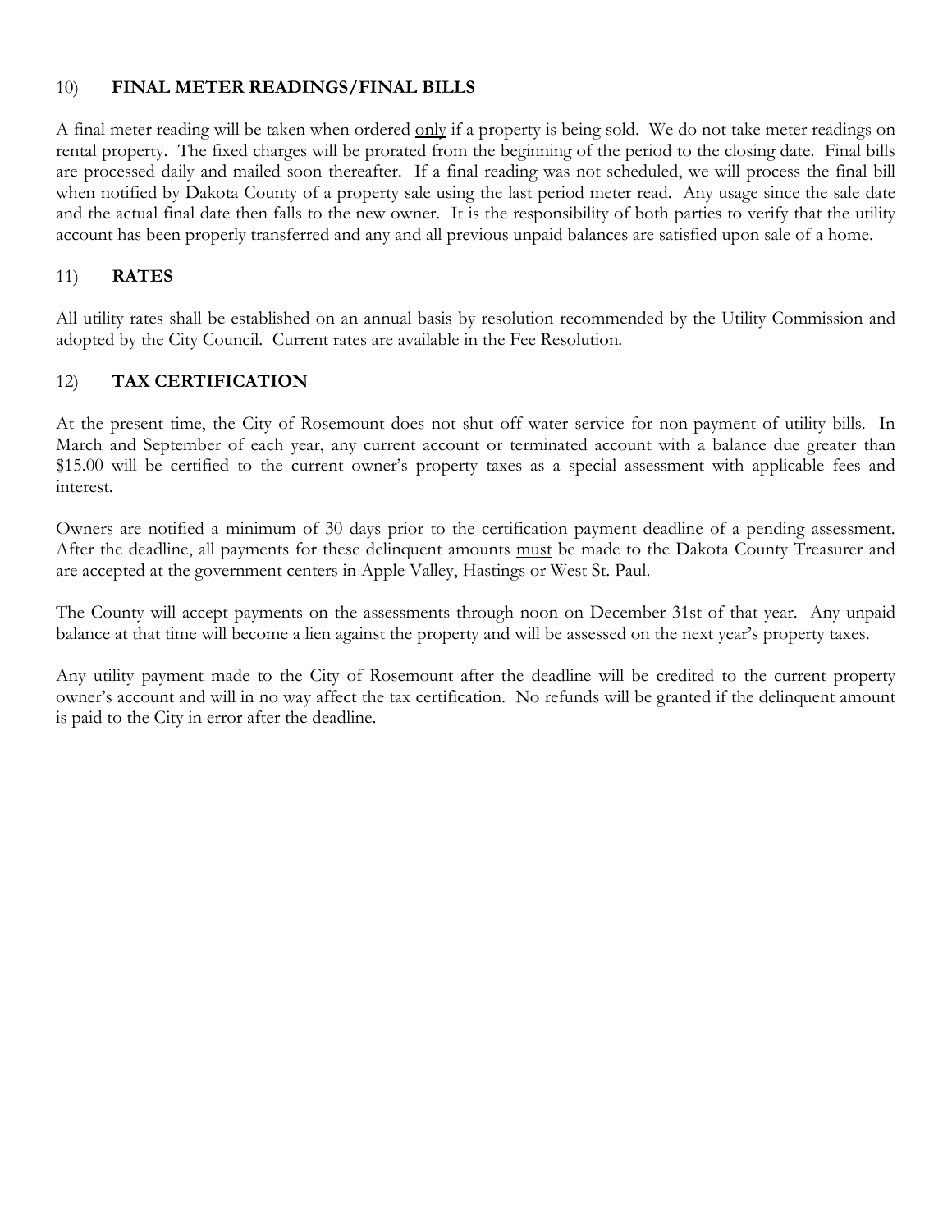## 10) **FINAL METER READINGS/FINAL BILLS**

A final meter reading will be taken when ordered only if a property is being sold. We do not take meter readings on rental property. The fixed charges will be prorated from the beginning of the period to the closing date. Final bills are processed daily and mailed soon thereafter. If a final reading was not scheduled, we will process the final bill when notified by Dakota County of a property sale using the last period meter read. Any usage since the sale date and the actual final date then falls to the new owner. It is the responsibility of both parties to verify that the utility account has been properly transferred and any and all previous unpaid balances are satisfied upon sale of a home.

## 11) **RATES**

All utility rates shall be established on an annual basis by resolution recommended by the Utility Commission and adopted by the City Council. Current rates are available in the Fee Resolution.

## 12) **TAX CERTIFICATION**

At the present time, the City of Rosemount does not shut off water service for non-payment of utility bills. In March and September of each year, any current account or terminated account with a balance due greater than $15.00 will be certified to the current owner's property taxes as a special assessment with applicable fees and interest.

Owners are notified a minimum of 30 days prior to the certification payment deadline of a pending assessment. After the deadline, all payments for these delinquent amounts must be made to the Dakota County Treasurer and are accepted at the government centers in Apple Valley, Hastings or West St. Paul.

The County will accept payments on the assessments through noon on December 31st of that year. Any unpaid balance at that time will become a lien against the property and will be assessed on the next year's property taxes.

Any utility payment made to the City of Rosemount after the deadline will be credited to the current property owner's account and will in no way affect the tax certification. No refunds will be granted if the delinquent amount is paid to the City in error after the deadline.